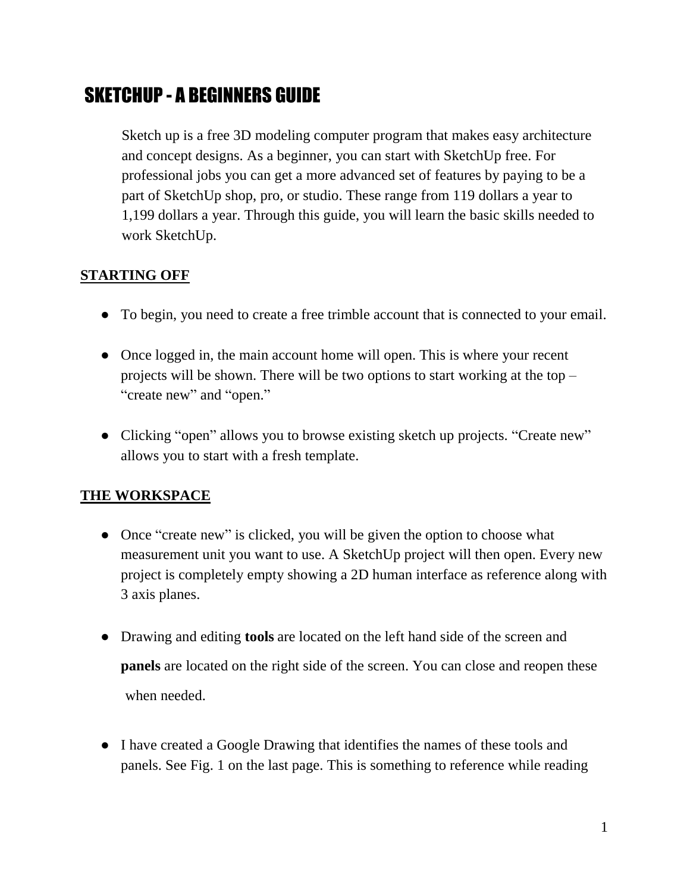# SKETCHUP - A BEGINNERS GUIDE

Sketch up is a free 3D modeling computer program that makes easy architecture and concept designs. As a beginner, you can start with SketchUp free. For professional jobs you can get a more advanced set of features by paying to be a part of SketchUp shop, pro, or studio. These range from 119 dollars a year to 1,199 dollars a year. Through this guide, you will learn the basic skills needed to work SketchUp.

## STARTING OFF

- To begin, you need to create a free trimble account that is connected to your email.
- Once logged in, the main account home will open. This is where your recent projects will be shown. There will be two options to start working at the top – "create new" and "open."
- Clicking "open" allows you to browse existing sketch up projects. "Create new" allows you to start with a fresh template.

## THE WORKSPACE

- Once "create new" is clicked, you will be given the option to choose what measurement unit you want to use. A SketchUp project will then open. Every new project is completely empty showing a 2D human interface as reference along with 3 axis planes.
- Drawing and editing **tools** are located on the left hand side of the screen and **panels** are located on the right side of the screen. You can close and reopen these when needed.
- I have created a Google Drawing that identifies the names of these tools and panels. See Fig. 1 on the last page. This is something to reference while reading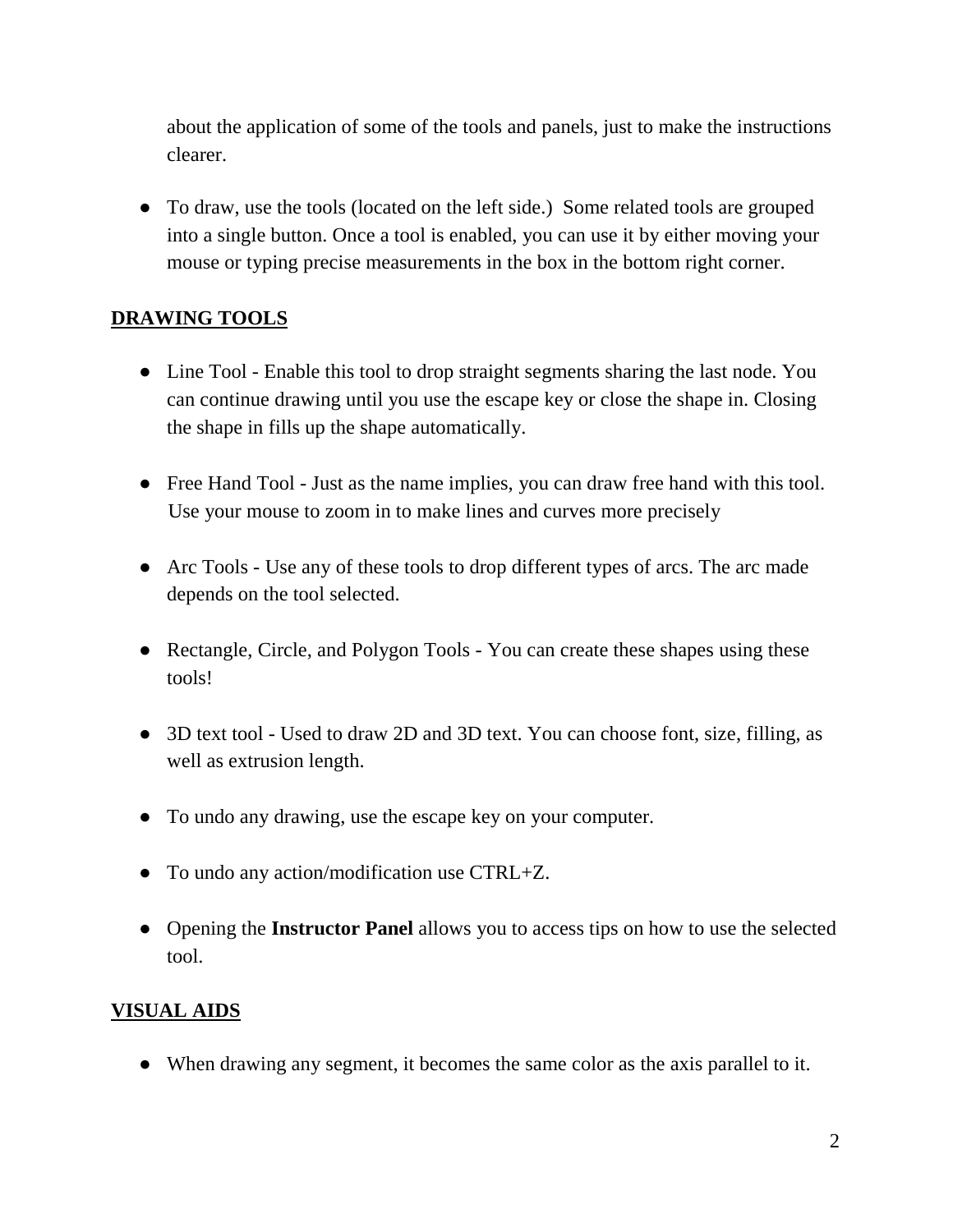about the application of some of the tools and panels, just to make the instructions clearer.

- To draw, use the tools (located on the left side.) Some related tools are grouped into a single button. Once a tool is enabled, you can use it by either moving your mouse or typing precise measurements in the box in the bottom right corner.

## DRAWING TOOLS

- Line Tool - Enable this tool to drop straight segments sharing the last node. You can continue drawing until you use the escape key or close the shape in. Closing the shape in fills up the shape automatically.

- Free Hand Tool - Just as the name implies, you can draw free hand with this tool. Use your mouse to zoom in to make lines and curves more precisely

- Arc Tools - Use any of these tools to drop different types of arcs. The arc made depends on the tool selected.

- Rectangle, Circle, and Polygon Tools - You can create these shapes using these tools!

- 3D text tool - Used to draw 2D and 3D text. You can choose font, size, filling, as well as extrusion length.

- To undo any drawing, use the escape key on your computer.

- To undo any action/modification use CTRL+Z.

- Opening the **Instructor Panel** allows you to access tips on how to use the selected tool.

## VISUAL AIDS

- When drawing any segment, it becomes the same color as the axis parallel to it.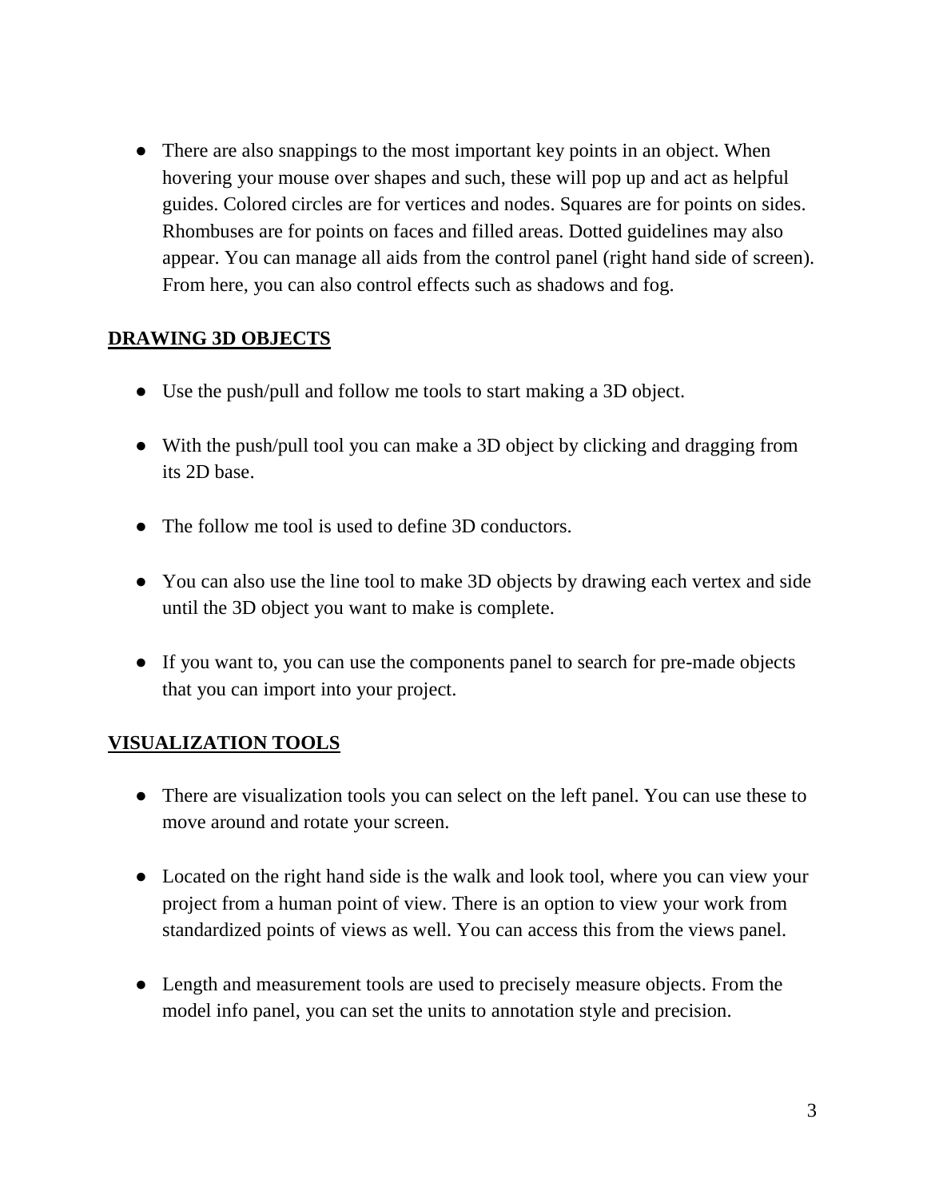- There are also snappings to the most important key points in an object. When hovering your mouse over shapes and such, these will pop up and act as helpful guides. Colored circles are for vertices and nodes. Squares are for points on sides. Rhombuses are for points on faces and filled areas. Dotted guidelines may also appear. You can manage all aids from the control panel (right hand side of screen). From here, you can also control effects such as shadows and fog.

**DRAWING 3D OBJECTS**

- Use the push/pull and follow me tools to start making a 3D object.

- With the push/pull tool you can make a 3D object by clicking and dragging from its 2D base.

- The follow me tool is used to define 3D conductors.

- You can also use the line tool to make 3D objects by drawing each vertex and side until the 3D object you want to make is complete.

- If you want to, you can use the components panel to search for pre-made objects that you can import into your project.

**VISUALIZATION TOOLS**

- There are visualization tools you can select on the left panel. You can use these to move around and rotate your screen.

- Located on the right hand side is the walk and look tool, where you can view your project from a human point of view. There is an option to view your work from standardized points of views as well. You can access this from the views panel.

- Length and measurement tools are used to precisely measure objects. From the model info panel, you can set the units to annotation style and precision.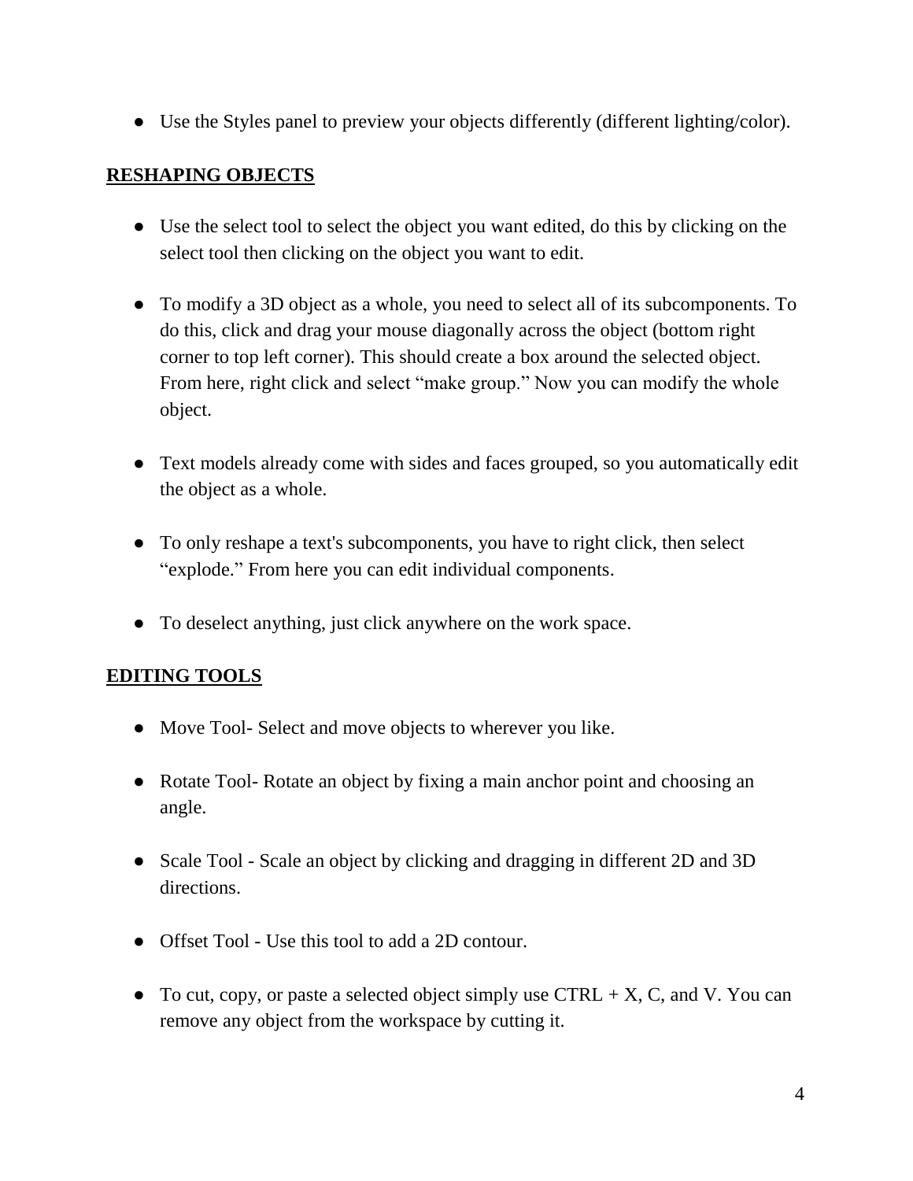- Use the Styles panel to preview your objects differently (different lighting/color).

## RESHAPING OBJECTS

- Use the select tool to select the object you want edited, do this by clicking on the select tool then clicking on the object you want to edit.

- To modify a 3D object as a whole, you need to select all of its subcomponents. To do this, click and drag your mouse diagonally across the object (bottom right corner to top left corner). This should create a box around the selected object. From here, right click and select "make group." Now you can modify the whole object.

- Text models already come with sides and faces grouped, so you automatically edit the object as a whole.

- To only reshape a text's subcomponents, you have to right click, then select "explode." From here you can edit individual components.

- To deselect anything, just click anywhere on the work space.

## EDITING TOOLS

- Move Tool- Select and move objects to wherever you like.

- Rotate Tool- Rotate an object by fixing a main anchor point and choosing an angle.

- Scale Tool - Scale an object by clicking and dragging in different 2D and 3D directions.

- Offset Tool - Use this tool to add a 2D contour.

- To cut, copy, or paste a selected object simply use CTRL + X, C, and V. You can remove any object from the workspace by cutting it.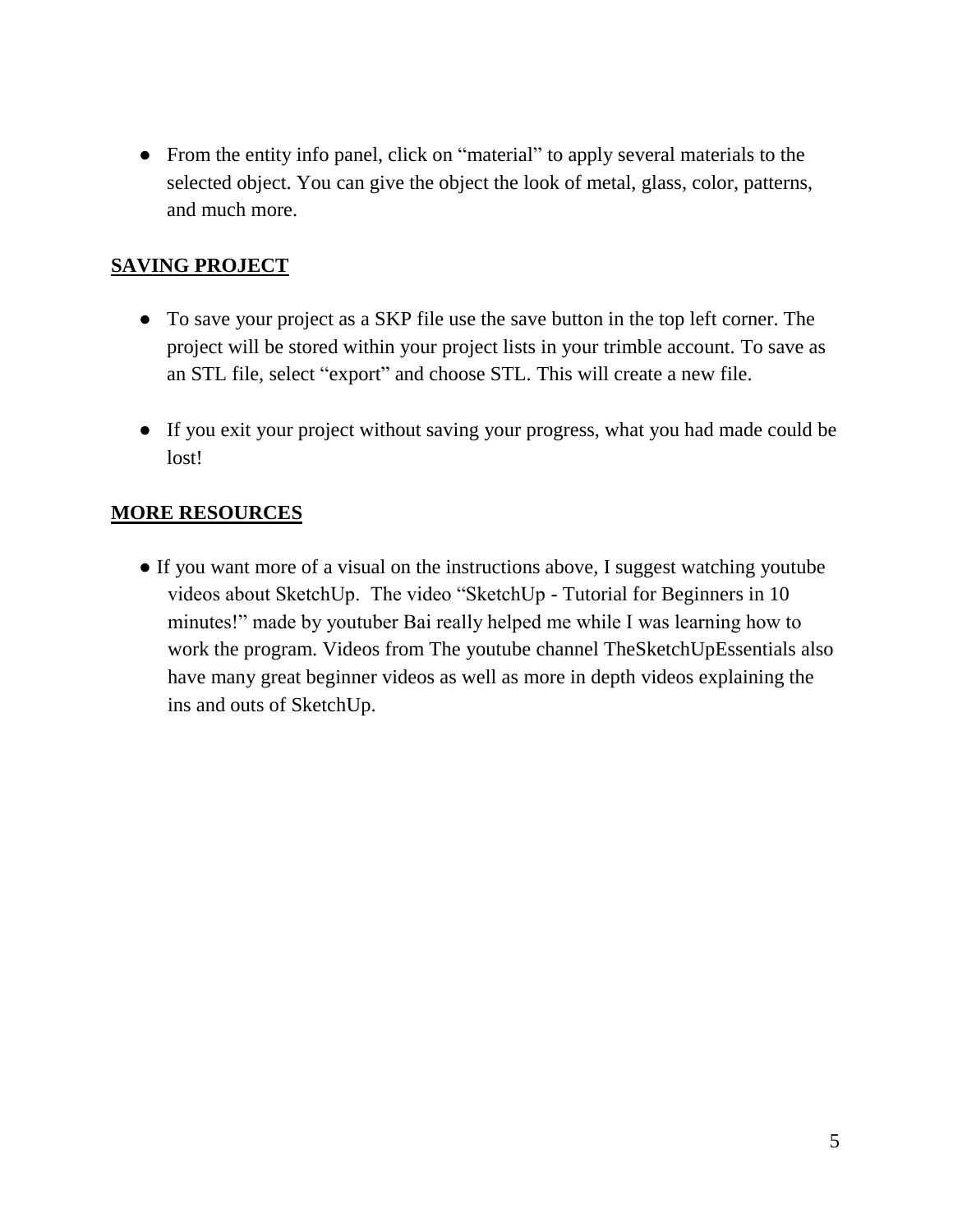- From the entity info panel, click on “material” to apply several materials to the selected object. You can give the object the look of metal, glass, color, patterns, and much more.

## SAVING PROJECT

- To save your project as a SKP file use the save button in the top left corner. The project will be stored within your project lists in your trimble account. To save as an STL file, select “export” and choose STL. This will create a new file.

- If you exit your project without saving your progress, what you had made could be lost!

## MORE RESOURCES

- If you want more of a visual on the instructions above, I suggest watching youtube videos about SketchUp. The video “SketchUp - Tutorial for Beginners in 10 minutes!” made by youtuber Bai really helped me while I was learning how to work the program. Videos from The youtube channel TheSketchUpEssentials also have many great beginner videos as well as more in depth videos explaining the ins and outs of SketchUp.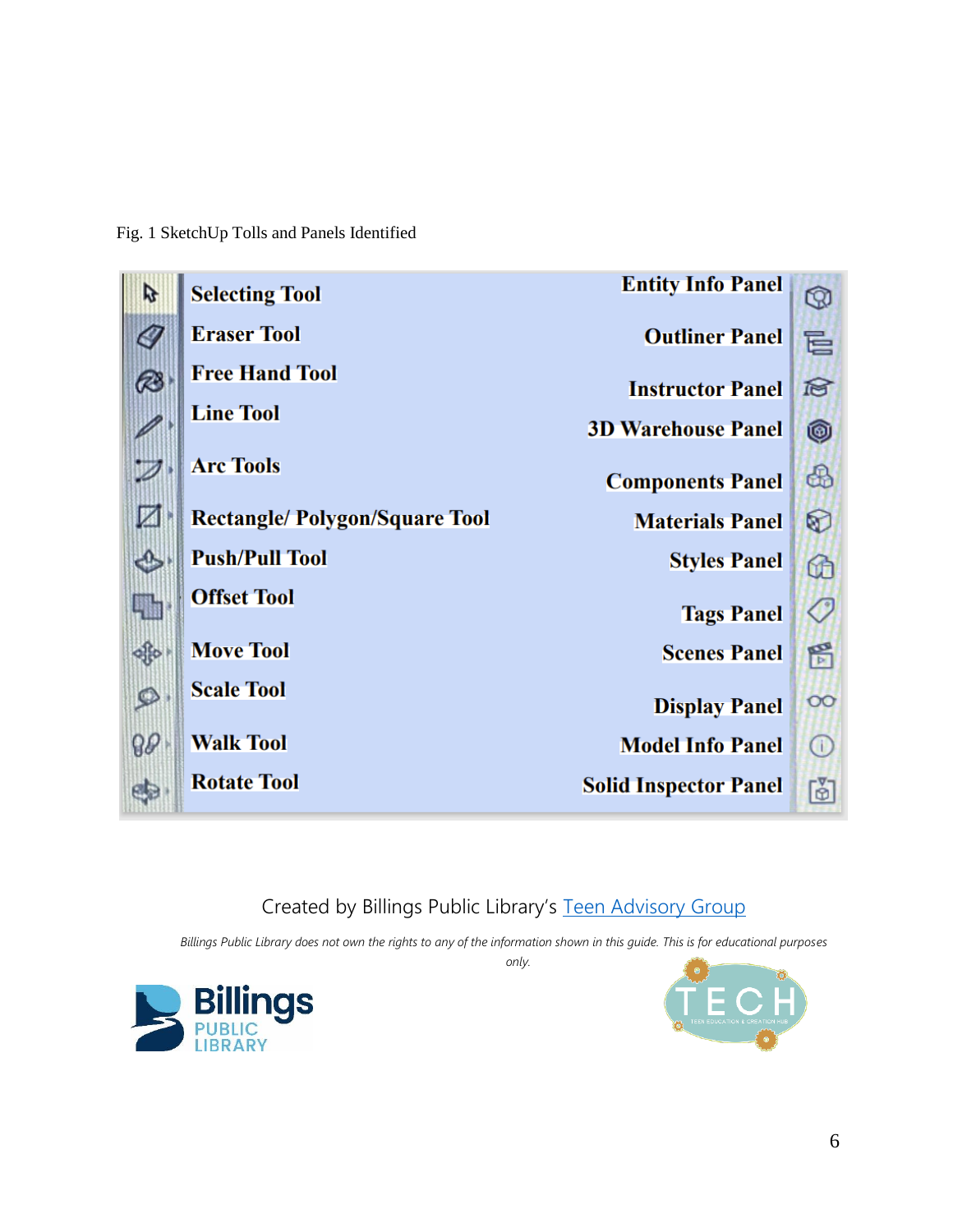Fig. 1 SketchUp Tolls and Panels Identified

| | |
|---|---|
| Selecting Tool | Entity Info Panel |
| Eraser Tool | Outliner Panel |
| Free Hand Tool | Instructor Panel |
| Line Tool | 3D Warehouse Panel |
| Arc Tools | Components Panel |
| Rectangle/ Polygon/Square Tool | Materials Panel |
| Push/Pull Tool | Styles Panel |
| Offset Tool | Tags Panel |
| Move Tool | Scenes Panel |
| Scale Tool | Display Panel |
| Walk Tool | Model Info Panel |
| Rotate Tool | Solid Inspector Panel |

Created by Billings Public Library's Teen Advisory Group

*Billings Public Library does not own the rights to any of the information shown in this guide. This is for educational purposes only.*

Billings PUBLIC LIBRARY

TECH TEEN EDUCATION & CREATION HUB